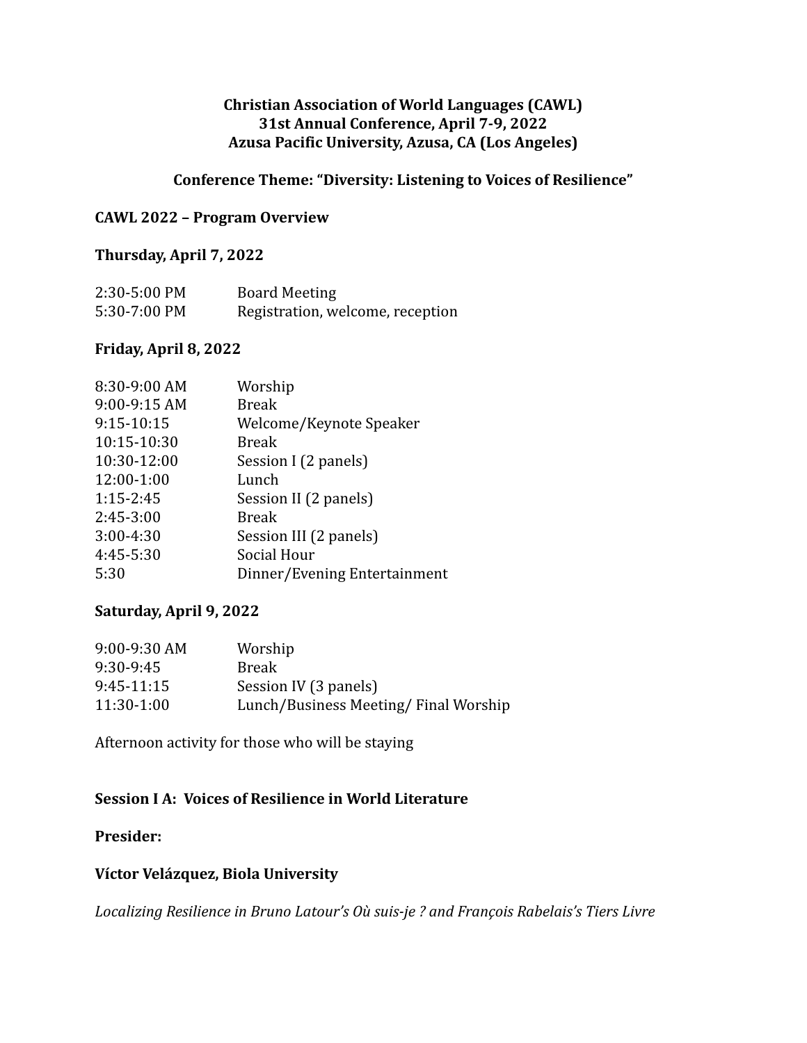**Christian Association of World Languages (CAWL)**
**31st Annual Conference, April 7-9, 2022**
**Azusa Pacific University, Azusa, CA (Los Angeles)**

**Conference Theme: "Diversity: Listening to Voices of Resilience"**

**CAWL 2022 – Program Overview**

**Thursday, April 7, 2022**

| | |
|---|---|
| 2:30-5:00 PM | Board Meeting |
| 5:30-7:00 PM | Registration, welcome, reception |

**Friday, April 8, 2022**

| | |
|---|---|
| 8:30-9:00 AM | Worship |
| 9:00-9:15 AM | Break |
| 9:15-10:15 | Welcome/Keynote Speaker |
| 10:15-10:30 | Break |
| 10:30-12:00 | Session I (2 panels) |
| 12:00-1:00 | Lunch |
| 1:15-2:45 | Session II (2 panels) |
| 2:45-3:00 | Break |
| 3:00-4:30 | Session III (2 panels) |
| 4:45-5:30 | Social Hour |
| 5:30 | Dinner/Evening Entertainment |

**Saturday, April 9, 2022**

| | |
|---|---|
| 9:00-9:30 AM | Worship |
| 9:30-9:45 | Break |
| 9:45-11:15 | Session IV (3 panels) |
| 11:30-1:00 | Lunch/Business Meeting/ Final Worship |

Afternoon activity for those who will be staying

**Session I A: Voices of Resilience in World Literature**

**Presider:**

**Víctor Velázquez, Biola University**

*Localizing Resilience in Bruno Latour's Où suis-je ? and François Rabelais's Tiers Livre*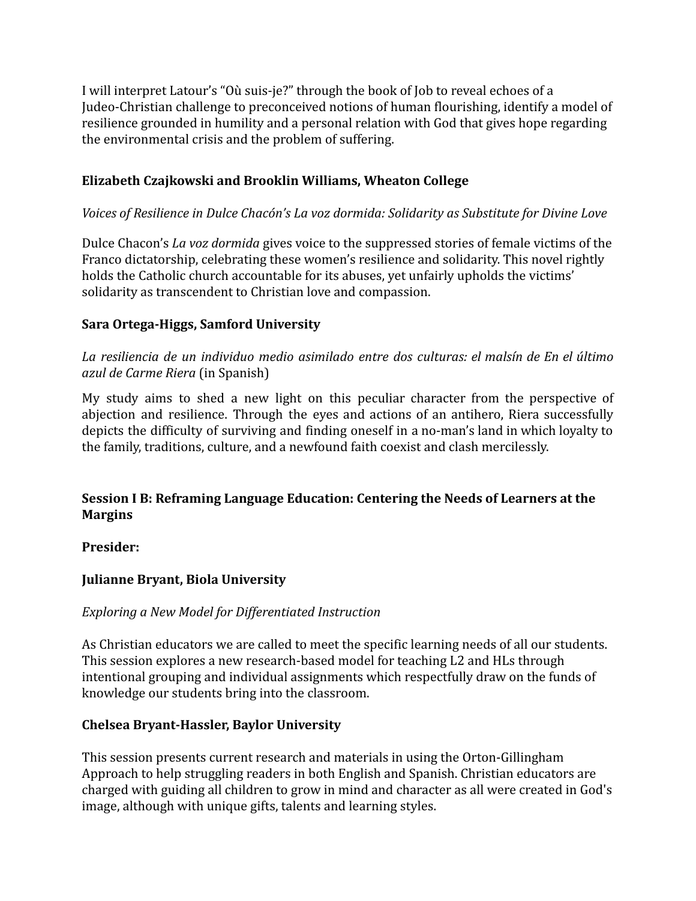I will interpret Latour's "Où suis-je?" through the book of Job to reveal echoes of a Judeo-Christian challenge to preconceived notions of human flourishing, identify a model of resilience grounded in humility and a personal relation with God that gives hope regarding the environmental crisis and the problem of suffering.

**Elizabeth Czajkowski and Brooklin Williams, Wheaton College**

*Voices of Resilience in Dulce Chacón's La voz dormida: Solidarity as Substitute for Divine Love*

Dulce Chacon's *La voz dormida* gives voice to the suppressed stories of female victims of the Franco dictatorship, celebrating these women's resilience and solidarity. This novel rightly holds the Catholic church accountable for its abuses, yet unfairly upholds the victims' solidarity as transcendent to Christian love and compassion.

**Sara Ortega-Higgs, Samford University**

*La resiliencia de un individuo medio asimilado entre dos culturas: el malsín de En el último azul de Carme Riera* (in Spanish)

My study aims to shed a new light on this peculiar character from the perspective of abjection and resilience. Through the eyes and actions of an antihero, Riera successfully depicts the difficulty of surviving and finding oneself in a no-man's land in which loyalty to the family, traditions, culture, and a newfound faith coexist and clash mercilessly.

**Session I B: Reframing Language Education: Centering the Needs of Learners at the Margins**

**Presider:**

**Julianne Bryant, Biola University**

*Exploring a New Model for Differentiated Instruction*

As Christian educators we are called to meet the specific learning needs of all our students. This session explores a new research-based model for teaching L2 and HLs through intentional grouping and individual assignments which respectfully draw on the funds of knowledge our students bring into the classroom.

**Chelsea Bryant-Hassler, Baylor University**

This session presents current research and materials in using the Orton-Gillingham Approach to help struggling readers in both English and Spanish. Christian educators are charged with guiding all children to grow in mind and character as all were created in God's image, although with unique gifts, talents and learning styles.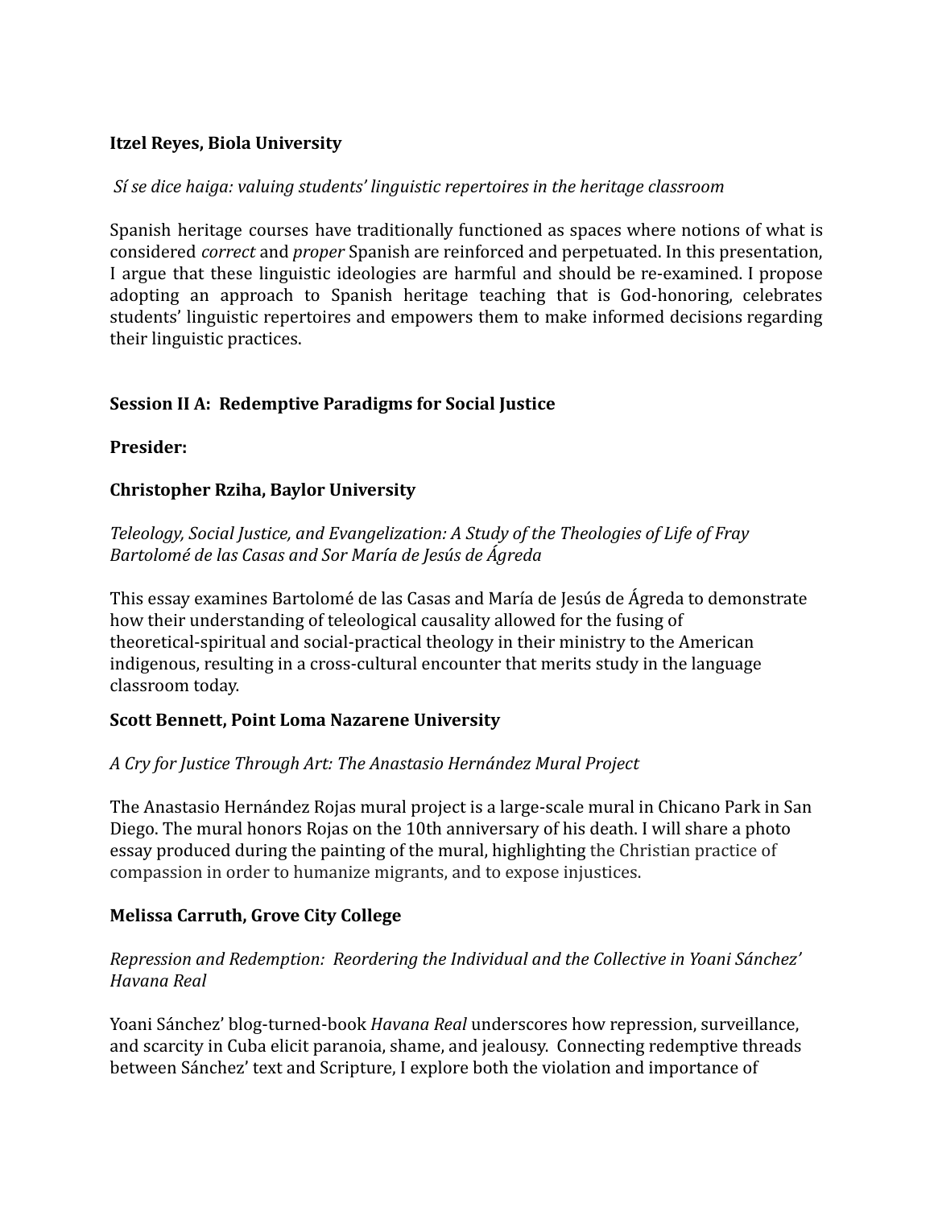**Itzel Reyes, Biola University**

*Sí se dice haiga: valuing students' linguistic repertoires in the heritage classroom*

Spanish heritage courses have traditionally functioned as spaces where notions of what is considered *correct* and *proper* Spanish are reinforced and perpetuated. In this presentation, I argue that these linguistic ideologies are harmful and should be re-examined. I propose adopting an approach to Spanish heritage teaching that is God-honoring, celebrates students' linguistic repertoires and empowers them to make informed decisions regarding their linguistic practices.

**Session II A: Redemptive Paradigms for Social Justice**

**Presider:**

**Christopher Rziha, Baylor University**

*Teleology, Social Justice, and Evangelization: A Study of the Theologies of Life of Fray Bartolomé de las Casas and Sor María de Jesús de Ágreda*

This essay examines Bartolomé de las Casas and María de Jesús de Ágreda to demonstrate how their understanding of teleological causality allowed for the fusing of theoretical-spiritual and social-practical theology in their ministry to the American indigenous, resulting in a cross-cultural encounter that merits study in the language classroom today.

**Scott Bennett, Point Loma Nazarene University**

*A Cry for Justice Through Art: The Anastasio Hernández Mural Project*

The Anastasio Hernández Rojas mural project is a large-scale mural in Chicano Park in San Diego. The mural honors Rojas on the 10th anniversary of his death. I will share a photo essay produced during the painting of the mural, highlighting the Christian practice of compassion in order to humanize migrants, and to expose injustices.

**Melissa Carruth, Grove City College**

*Repression and Redemption: Reordering the Individual and the Collective in Yoani Sánchez' Havana Real*

Yoani Sánchez' blog-turned-book *Havana Real* underscores how repression, surveillance, and scarcity in Cuba elicit paranoia, shame, and jealousy. Connecting redemptive threads between Sánchez' text and Scripture, I explore both the violation and importance of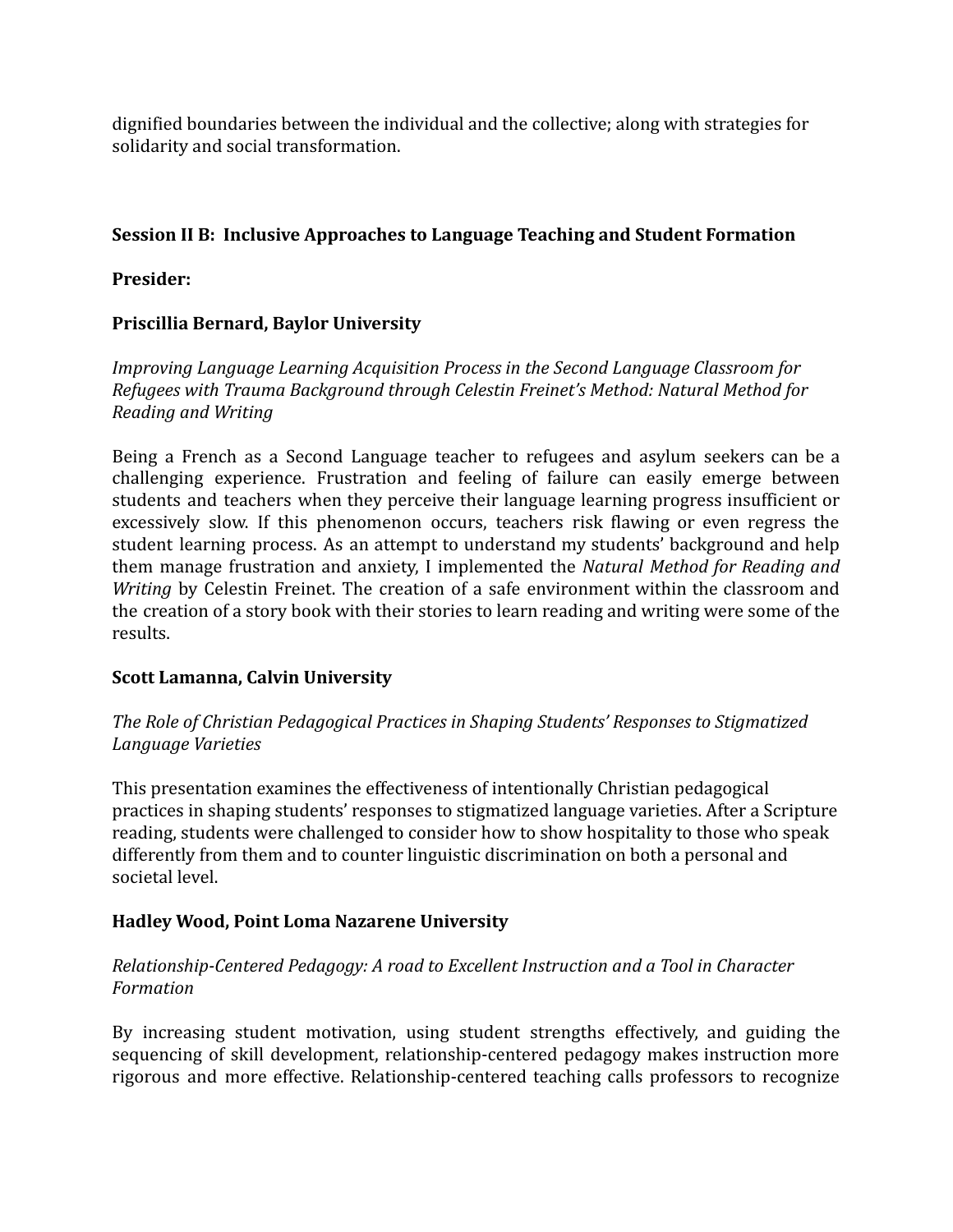dignified boundaries between the individual and the collective; along with strategies for solidarity and social transformation.

**Session II B: Inclusive Approaches to Language Teaching and Student Formation**

**Presider:**

**Priscillia Bernard, Baylor University**

*Improving Language Learning Acquisition Process in the Second Language Classroom for Refugees with Trauma Background through Celestin Freinet's Method: Natural Method for Reading and Writing*

Being a French as a Second Language teacher to refugees and asylum seekers can be a challenging experience. Frustration and feeling of failure can easily emerge between students and teachers when they perceive their language learning progress insufficient or excessively slow. If this phenomenon occurs, teachers risk flawing or even regress the student learning process. As an attempt to understand my students' background and help them manage frustration and anxiety, I implemented the *Natural Method for Reading and Writing* by Celestin Freinet. The creation of a safe environment within the classroom and the creation of a story book with their stories to learn reading and writing were some of the results.

**Scott Lamanna, Calvin University**

*The Role of Christian Pedagogical Practices in Shaping Students' Responses to Stigmatized Language Varieties*

This presentation examines the effectiveness of intentionally Christian pedagogical practices in shaping students' responses to stigmatized language varieties. After a Scripture reading, students were challenged to consider how to show hospitality to those who speak differently from them and to counter linguistic discrimination on both a personal and societal level.

**Hadley Wood, Point Loma Nazarene University**

*Relationship-Centered Pedagogy: A road to Excellent Instruction and a Tool in Character Formation*

By increasing student motivation, using student strengths effectively, and guiding the sequencing of skill development, relationship-centered pedagogy makes instruction more rigorous and more effective. Relationship-centered teaching calls professors to recognize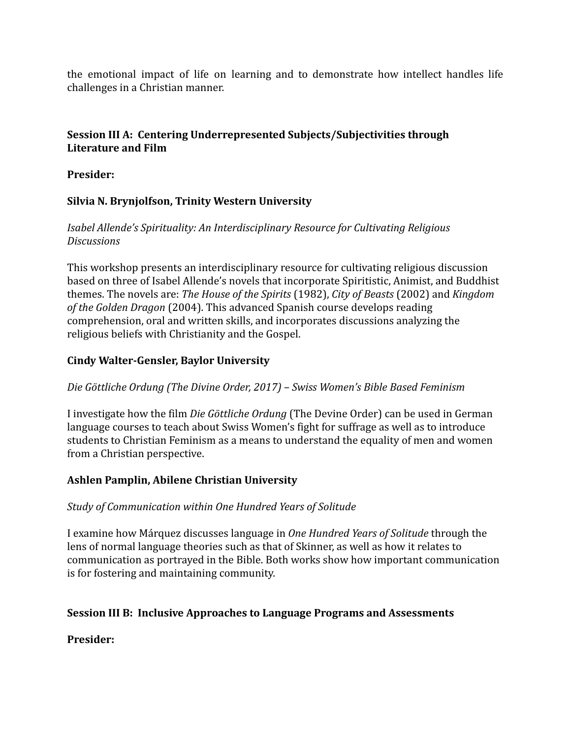the emotional impact of life on learning and to demonstrate how intellect handles life challenges in a Christian manner.

**Session III A: Centering Underrepresented Subjects/Subjectivities through Literature and Film**

**Presider:**

**Silvia N. Brynjolfson, Trinity Western University**

*Isabel Allende's Spirituality: An Interdisciplinary Resource for Cultivating Religious Discussions*

This workshop presents an interdisciplinary resource for cultivating religious discussion based on three of Isabel Allende's novels that incorporate Spiritistic, Animist, and Buddhist themes. The novels are: *The House of the Spirits* (1982), *City of Beasts* (2002) and *Kingdom of the Golden Dragon* (2004). This advanced Spanish course develops reading comprehension, oral and written skills, and incorporates discussions analyzing the religious beliefs with Christianity and the Gospel.

**Cindy Walter-Gensler, Baylor University**

*Die Göttliche Ordung (The Divine Order, 2017) – Swiss Women's Bible Based Feminism*

I investigate how the film *Die Göttliche Ordung* (The Devine Order) can be used in German language courses to teach about Swiss Women's fight for suffrage as well as to introduce students to Christian Feminism as a means to understand the equality of men and women from a Christian perspective.

**Ashlen Pamplin, Abilene Christian University**

*Study of Communication within One Hundred Years of Solitude*

I examine how Márquez discusses language in *One Hundred Years of Solitude* through the lens of normal language theories such as that of Skinner, as well as how it relates to communication as portrayed in the Bible. Both works show how important communication is for fostering and maintaining community.

**Session III B: Inclusive Approaches to Language Programs and Assessments**

**Presider:**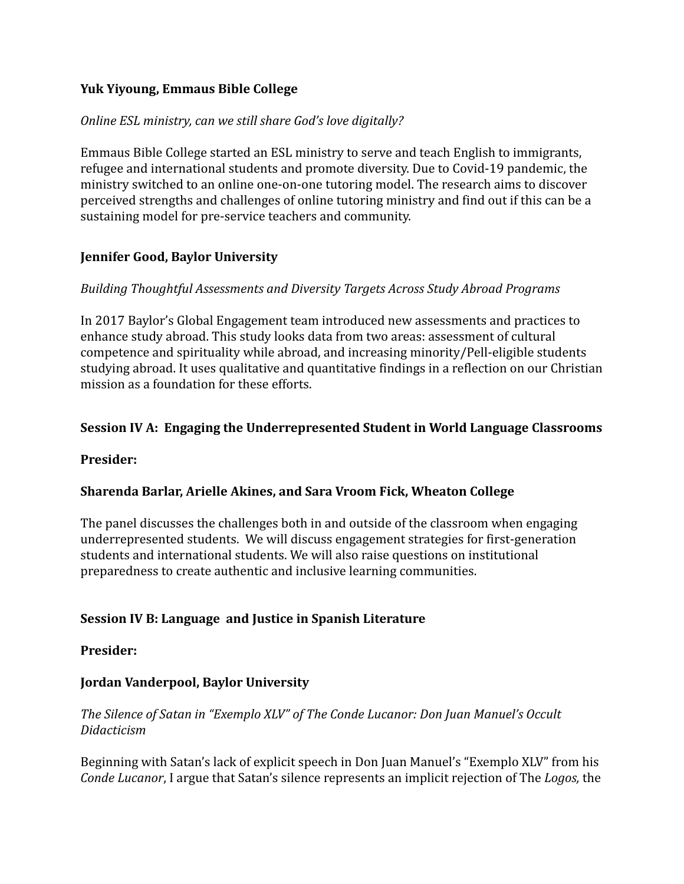**Yuk Yiyoung, Emmaus Bible College**

*Online ESL ministry, can we still share God's love digitally?*

Emmaus Bible College started an ESL ministry to serve and teach English to immigrants, refugee and international students and promote diversity. Due to Covid-19 pandemic, the ministry switched to an online one-on-one tutoring model. The research aims to discover perceived strengths and challenges of online tutoring ministry and find out if this can be a sustaining model for pre-service teachers and community.

**Jennifer Good, Baylor University**

*Building Thoughtful Assessments and Diversity Targets Across Study Abroad Programs*

In 2017 Baylor's Global Engagement team introduced new assessments and practices to enhance study abroad. This study looks data from two areas: assessment of cultural competence and spirituality while abroad, and increasing minority/Pell-eligible students studying abroad. It uses qualitative and quantitative findings in a reflection on our Christian mission as a foundation for these efforts.

**Session IV A: Engaging the Underrepresented Student in World Language Classrooms**

**Presider:**

**Sharenda Barlar, Arielle Akines, and Sara Vroom Fick, Wheaton College**

The panel discusses the challenges both in and outside of the classroom when engaging underrepresented students. We will discuss engagement strategies for first-generation students and international students. We will also raise questions on institutional preparedness to create authentic and inclusive learning communities.

**Session IV B: Language and Justice in Spanish Literature**

**Presider:**

**Jordan Vanderpool, Baylor University**

*The Silence of Satan in "Exemplo XLV" of The Conde Lucanor: Don Juan Manuel's Occult Didacticism*

Beginning with Satan's lack of explicit speech in Don Juan Manuel's "Exemplo XLV" from his *Conde Lucanor*, I argue that Satan's silence represents an implicit rejection of The *Logos,* the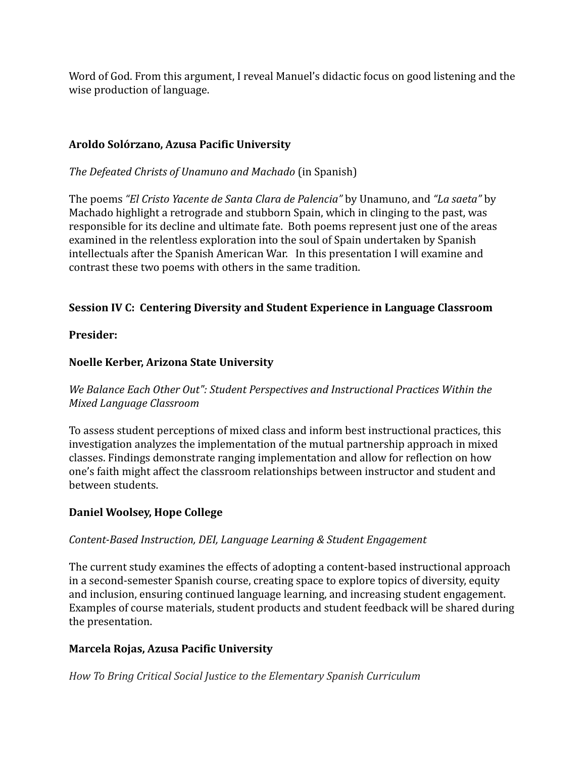Word of God. From this argument, I reveal Manuel's didactic focus on good listening and the wise production of language.

**Aroldo Solórzano, Azusa Pacific University**

*The Defeated Christs of Unamuno and Machado* (in Spanish)

The poems *"El Cristo Yacente de Santa Clara de Palencia"* by Unamuno, and *"La saeta"* by Machado highlight a retrograde and stubborn Spain, which in clinging to the past, was responsible for its decline and ultimate fate. Both poems represent just one of the areas examined in the relentless exploration into the soul of Spain undertaken by Spanish intellectuals after the Spanish American War. In this presentation I will examine and contrast these two poems with others in the same tradition.

**Session IV C: Centering Diversity and Student Experience in Language Classroom**

**Presider:**

**Noelle Kerber, Arizona State University**

*We Balance Each Other Out": Student Perspectives and Instructional Practices Within the Mixed Language Classroom*

To assess student perceptions of mixed class and inform best instructional practices, this investigation analyzes the implementation of the mutual partnership approach in mixed classes. Findings demonstrate ranging implementation and allow for reflection on how one's faith might affect the classroom relationships between instructor and student and between students.

**Daniel Woolsey, Hope College**

*Content-Based Instruction, DEI, Language Learning & Student Engagement*

The current study examines the effects of adopting a content-based instructional approach in a second-semester Spanish course, creating space to explore topics of diversity, equity and inclusion, ensuring continued language learning, and increasing student engagement. Examples of course materials, student products and student feedback will be shared during the presentation.

**Marcela Rojas, Azusa Pacific University**

*How To Bring Critical Social Justice to the Elementary Spanish Curriculum*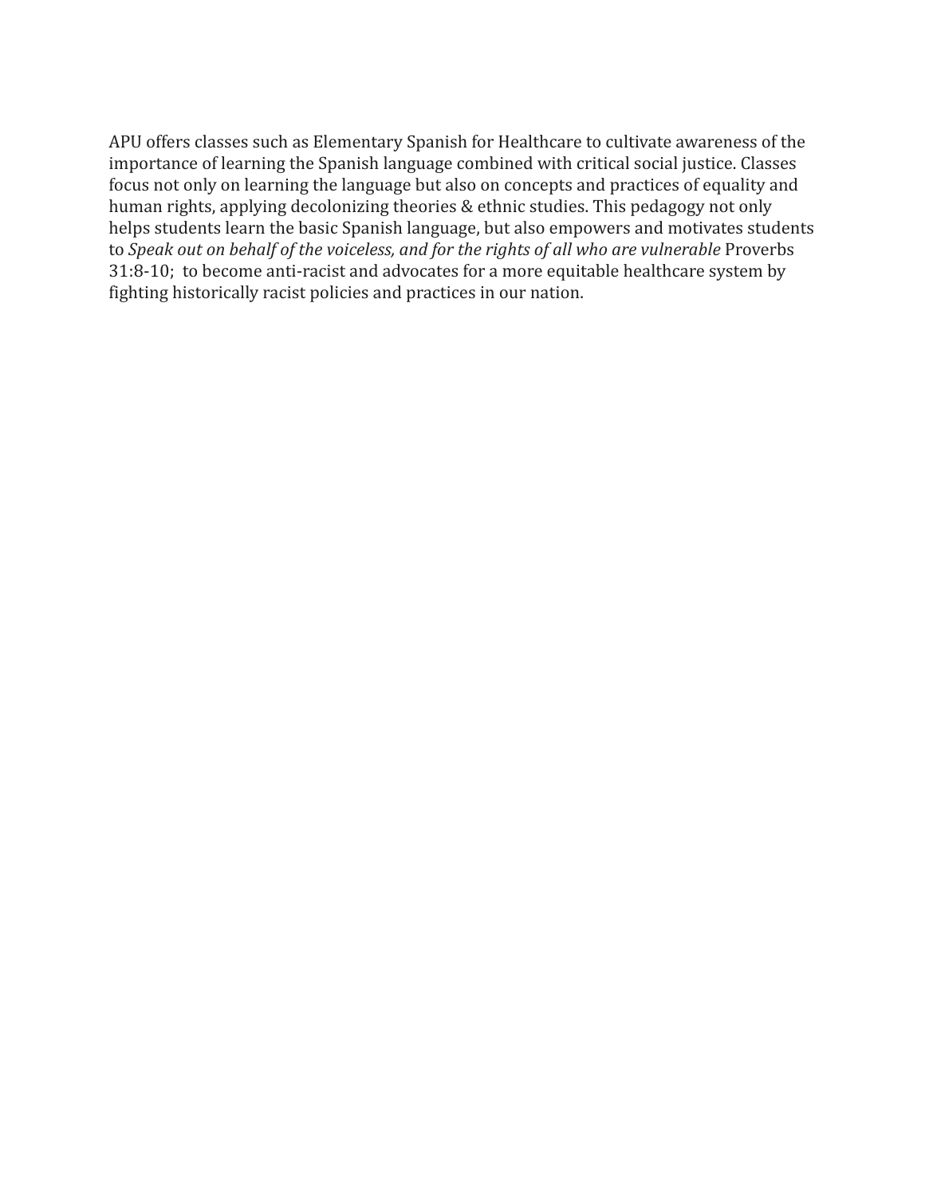APU offers classes such as Elementary Spanish for Healthcare to cultivate awareness of the importance of learning the Spanish language combined with critical social justice. Classes focus not only on learning the language but also on concepts and practices of equality and human rights, applying decolonizing theories & ethnic studies. This pedagogy not only helps students learn the basic Spanish language, but also empowers and motivates students to *Speak out on behalf of the voiceless, and for the rights of all who are vulnerable* Proverbs 31:8-10; to become anti-racist and advocates for a more equitable healthcare system by fighting historically racist policies and practices in our nation.